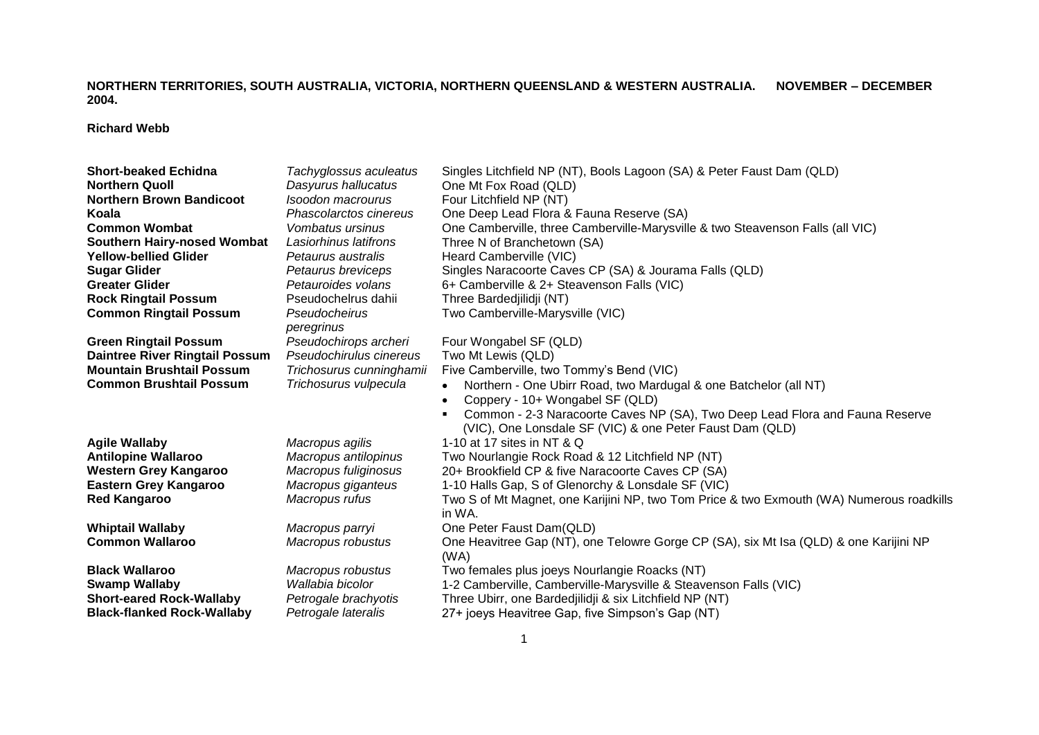**NORTHERN TERRITORIES, SOUTH AUSTRALIA, VICTORIA, NORTHERN QUEENSLAND & WESTERN AUSTRALIA. NOVEMBER – DECEMBER 2004.**

**Richard Webb**

| | | |
|---|---|---|
| **Short-beaked Echidna** | *Tachyglossus aculeatus* | Singles Litchfield NP (NT), Bools Lagoon (SA) & Peter Faust Dam (QLD) |
| **Northern Quoll** | *Dasyurus hallucatus* | One Mt Fox Road (QLD) |
| **Northern Brown Bandicoot** | *Isoodon macrourus* | Four Litchfield NP (NT) |
| **Koala** | *Phascolarctos cinereus* | One Deep Lead Flora & Fauna Reserve (SA) |
| **Common Wombat** | *Vombatus ursinus* | One Camberville, three Camberville-Marysville & two Steavenson Falls (all VIC) |
| **Southern Hairy-nosed Wombat** | *Lasiorhinus latifrons* | Three N of Branchetown (SA) |
| **Yellow-bellied Glider** | *Petaurus australis* | Heard Camberville (VIC) |
| **Sugar Glider** | *Petaurus breviceps* | Singles Naracoorte Caves CP (SA) & Jourama Falls (QLD) |
| **Greater Glider** | *Petauroides volans* | 6+ Camberville & 2+ Steavenson Falls (VIC) |
| **Rock Ringtail Possum** | Pseudochelrus dahii | Three Bardedjilidji (NT) |
| **Common Ringtail Possum** | *Pseudocheirus peregrinus* | Two Camberville-Marysville (VIC) |
| **Green Ringtail Possum** | *Pseudochirops archeri* | Four Wongabel SF (QLD) |
| **Daintree River Ringtail Possum** | *Pseudochirulus cinereus* | Two Mt Lewis (QLD) |
| **Mountain Brushtail Possum** | *Trichosurus cunninghamii* | Five Camberville, two Tommy's Bend (VIC) |
| **Common Brushtail Possum** | *Trichosurus vulpecula* | • Northern - One Ubirr Road, two Mardugal & one Batchelor (all NT)<br>• Coppery - 10+ Wongabel SF (QLD)<br>▪ Common - 2-3 Naracoorte Caves NP (SA), Two Deep Lead Flora and Fauna Reserve (VIC), One Lonsdale SF (VIC) & one Peter Faust Dam (QLD) |
| **Agile Wallaby** | *Macropus agilis* | 1-10 at 17 sites in NT & Q |
| **Antilopine Wallaroo** | *Macropus antilopinus* | Two Nourlangie Rock Road & 12 Litchfield NP (NT) |
| **Western Grey Kangaroo** | *Macropus fuliginosus* | 20+ Brookfield CP & five Naracoorte Caves CP (SA) |
| **Eastern Grey Kangaroo** | *Macropus giganteus* | 1-10 Halls Gap, S of Glenorchy & Lonsdale SF (VIC) |
| **Red Kangaroo** | *Macropus rufus* | Two S of Mt Magnet, one Karijini NP, two Tom Price & two Exmouth (WA) Numerous roadkills in WA. |
| **Whiptail Wallaby** | *Macropus parryi* | One Peter Faust Dam(QLD) |
| **Common Wallaroo** | *Macropus robustus* | One Heavitree Gap (NT), one Telowre Gorge CP (SA), six Mt Isa (QLD) & one Karijini NP (WA) |
| **Black Wallaroo** | *Macropus robustus* | Two females plus joeys Nourlangie Roacks (NT) |
| **Swamp Wallaby** | *Wallabia bicolor* | 1-2 Camberville, Camberville-Marysville & Steavenson Falls (VIC) |
| **Short-eared Rock-Wallaby** | *Petrogale brachyotis* | Three Ubirr, one Bardedjilidji & six Litchfield NP (NT) |
| **Black-flanked Rock-Wallaby** | *Petrogale lateralis* | 27+ joeys Heavitree Gap, five Simpson's Gap (NT) |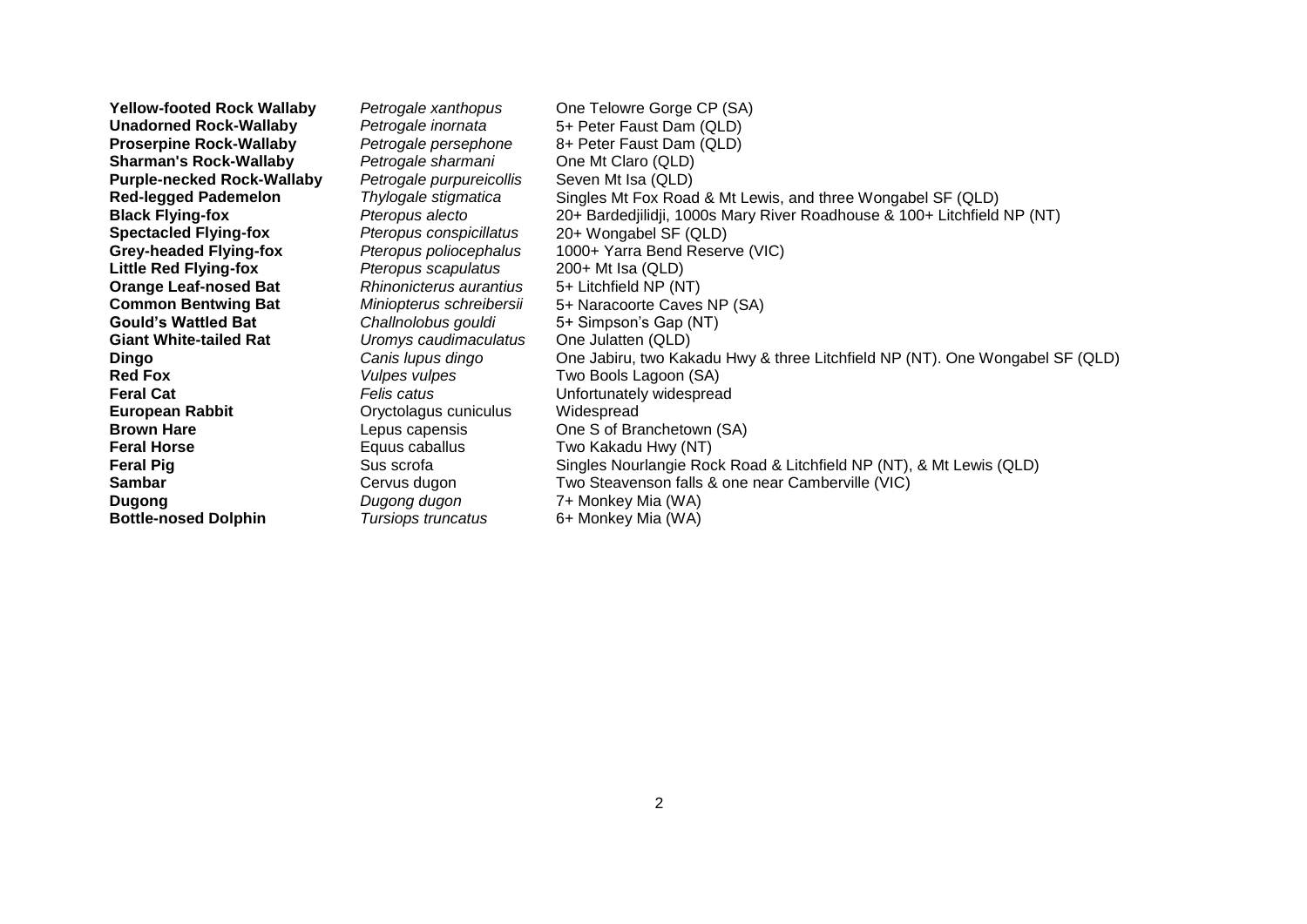| | | |
|---|---|---|
| **Yellow-footed Rock Wallaby** | *Petrogale xanthopus* | One Telowre Gorge CP (SA) |
| **Unadorned Rock-Wallaby** | *Petrogale inornata* | 5+ Peter Faust Dam (QLD) |
| **Proserpine Rock-Wallaby** | *Petrogale persephone* | 8+ Peter Faust Dam (QLD) |
| **Sharman's Rock-Wallaby** | *Petrogale sharmani* | One Mt Claro (QLD) |
| **Purple-necked Rock-Wallaby** | *Petrogale purpureicollis* | Seven Mt Isa (QLD) |
| **Red-legged Pademelon** | *Thylogale stigmatica* | Singles Mt Fox Road & Mt Lewis, and three Wongabel SF (QLD) |
| **Black Flying-fox** | *Pteropus alecto* | 20+ Bardedjilidji, 1000s Mary River Roadhouse & 100+ Litchfield NP (NT) |
| **Spectacled Flying-fox** | *Pteropus conspicillatus* | 20+ Wongabel SF (QLD) |
| **Grey-headed Flying-fox** | *Pteropus poliocephalus* | 1000+ Yarra Bend Reserve (VIC) |
| **Little Red Flying-fox** | *Pteropus scapulatus* | 200+ Mt Isa (QLD) |
| **Orange Leaf-nosed Bat** | *Rhinonicterus aurantius* | 5+ Litchfield NP (NT) |
| **Common Bentwing Bat** | *Miniopterus schreibersii* | 5+ Naracoorte Caves NP (SA) |
| **Gould's Wattled Bat** | *Challnolobus gouldi* | 5+ Simpson's Gap (NT) |
| **Giant White-tailed Rat** | *Uromys caudimaculatus* | One Julatten (QLD) |
| **Dingo** | *Canis lupus dingo* | One Jabiru, two Kakadu Hwy & three Litchfield NP (NT). One Wongabel SF (QLD) |
| **Red Fox** | *Vulpes vulpes* | Two Bools Lagoon (SA) |
| **Feral Cat** | *Felis catus* | Unfortunately widespread |
| **European Rabbit** | Oryctolagus cuniculus | Widespread |
| **Brown Hare** | Lepus capensis | One S of Branchetown (SA) |
| **Feral Horse** | Equus caballus | Two Kakadu Hwy (NT) |
| **Feral Pig** | Sus scrofa | Singles Nourlangie Rock Road & Litchfield NP (NT), & Mt Lewis (QLD) |
| **Sambar** | Cervus dugon | Two Steavenson falls & one near Camberville (VIC) |
| **Dugong** | *Dugong dugon* | 7+ Monkey Mia (WA) |
| **Bottle-nosed Dolphin** | *Tursiops truncatus* | 6+ Monkey Mia (WA) |